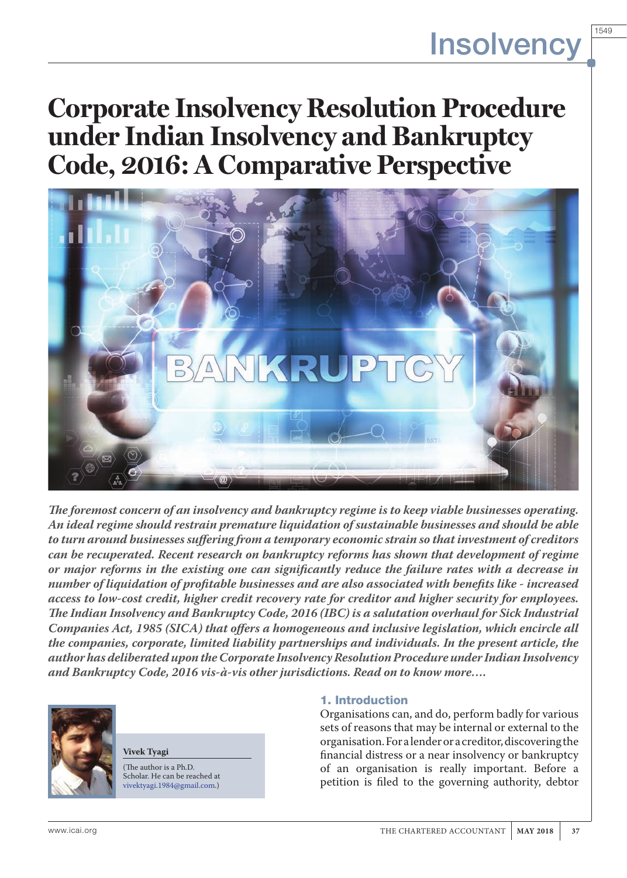# Corporate Insolvency Resolution Procedure under Indian Insolvency and Bankruptcy Code, 2016: A Comparative Perspective

***The foremost concern of an insolvency and bankruptcy regime is to keep viable businesses operating. An ideal regime should restrain premature liquidation of sustainable businesses and should be able to turn around businesses suffering from a temporary economic strain so that investment of creditors can be recuperated. Recent research on bankruptcy reforms has shown that development of regime or major reforms in the existing one can significantly reduce the failure rates with a decrease in number of liquidation of profitable businesses and are also associated with benefits like - increased access to low-cost credit, higher credit recovery rate for creditor and higher security for employees. The Indian Insolvency and Bankruptcy Code, 2016 (IBC) is a salutation overhaul for Sick Industrial Companies Act, 1985 (SICA) that offers a homogeneous and inclusive legislation, which encircle all the companies, corporate, limited liability partnerships and individuals. In the present article, the author has deliberated upon the Corporate Insolvency Resolution Procedure under Indian Insolvency and Bankruptcy Code, 2016 vis-à-vis other jurisdictions. Read on to know more….***

**Vivek Tyagi**

(The author is a Ph.D. Scholar. He can be reached at vivektyagi.1984@gmail.com.)

## 1. Introduction

Organisations can, and do, perform badly for various sets of reasons that may be internal or external to the organisation. For a lender or a creditor, discovering the financial distress or a near insolvency or bankruptcy of an organisation is really important. Before a petition is filed to the governing authority, debtor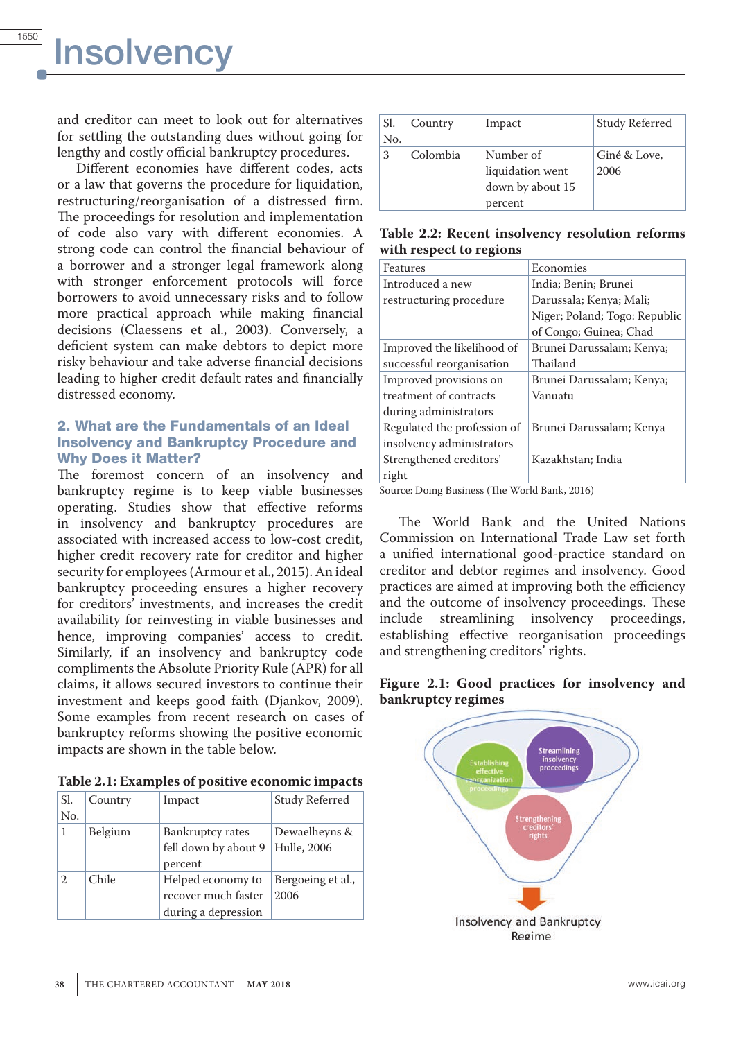and creditor can meet to look out for alternatives for settling the outstanding dues without going for lengthy and costly official bankruptcy procedures.

Different economies have different codes, acts or a law that governs the procedure for liquidation, restructuring/reorganisation of a distressed firm. The proceedings for resolution and implementation of code also vary with different economies. A strong code can control the financial behaviour of a borrower and a stronger legal framework along with stronger enforcement protocols will force borrowers to avoid unnecessary risks and to follow more practical approach while making financial decisions (Claessens et al., 2003). Conversely, a deficient system can make debtors to depict more risky behaviour and take adverse financial decisions leading to higher credit default rates and financially distressed economy.

## 2. What are the Fundamentals of an Ideal Insolvency and Bankruptcy Procedure and Why Does it Matter?

The foremost concern of an insolvency and bankruptcy regime is to keep viable businesses operating. Studies show that effective reforms in insolvency and bankruptcy procedures are associated with increased access to low-cost credit, higher credit recovery rate for creditor and higher security for employees (Armour et al., 2015). An ideal bankruptcy proceeding ensures a higher recovery for creditors' investments, and increases the credit availability for reinvesting in viable businesses and hence, improving companies' access to credit. Similarly, if an insolvency and bankruptcy code compliments the Absolute Priority Rule (APR) for all claims, it allows secured investors to continue their investment and keeps good faith (Djankov, 2009). Some examples from recent research on cases of bankruptcy reforms showing the positive economic impacts are shown in the table below.

**Table 2.1: Examples of positive economic impacts**

| Sl. No. | Country | Impact | Study Referred |
|---|---|---|---|
| 1 | Belgium | Bankruptcy rates fell down by about 9 percent | Dewaelheyns & Hulle, 2006 |
| 2 | Chile | Helped economy to recover much faster during a depression | Bergoeing et al., 2006 |
| 3 | Colombia | Number of liquidation went down by about 15 percent | Giné & Love, 2006 |

**Table 2.2: Recent insolvency resolution reforms with respect to regions**

| Features | Economies |
|---|---|
| Introduced a new restructuring procedure | India; Benin; Brunei Darussalam; Kenya; Mali; Niger; Poland; Togo: Republic of Congo; Guinea; Chad |
| Improved the likelihood of successful reorganisation | Brunei Darussalam; Kenya; Thailand |
| Improved provisions on treatment of contracts during administrators | Brunei Darussalam; Kenya; Vanuatu |
| Regulated the profession of insolvency administrators | Brunei Darussalam; Kenya |
| Strengthened creditors' right | Kazakhstan; India |

Source: Doing Business (The World Bank, 2016)

The World Bank and the United Nations Commission on International Trade Law set forth a unified international good-practice standard on creditor and debtor regimes and insolvency. Good practices are aimed at improving both the efficiency and the outcome of insolvency proceedings. These include streamlining insolvency proceedings, establishing effective reorganisation proceedings and strengthening creditors' rights.

**Figure 2.1: Good practices for insolvency and bankruptcy regimes**

Establishing effective reorganization proceedings

Streamlining insolvency proceedings

Strengthening creditors' rights

Insolvency and Bankruptcy Regime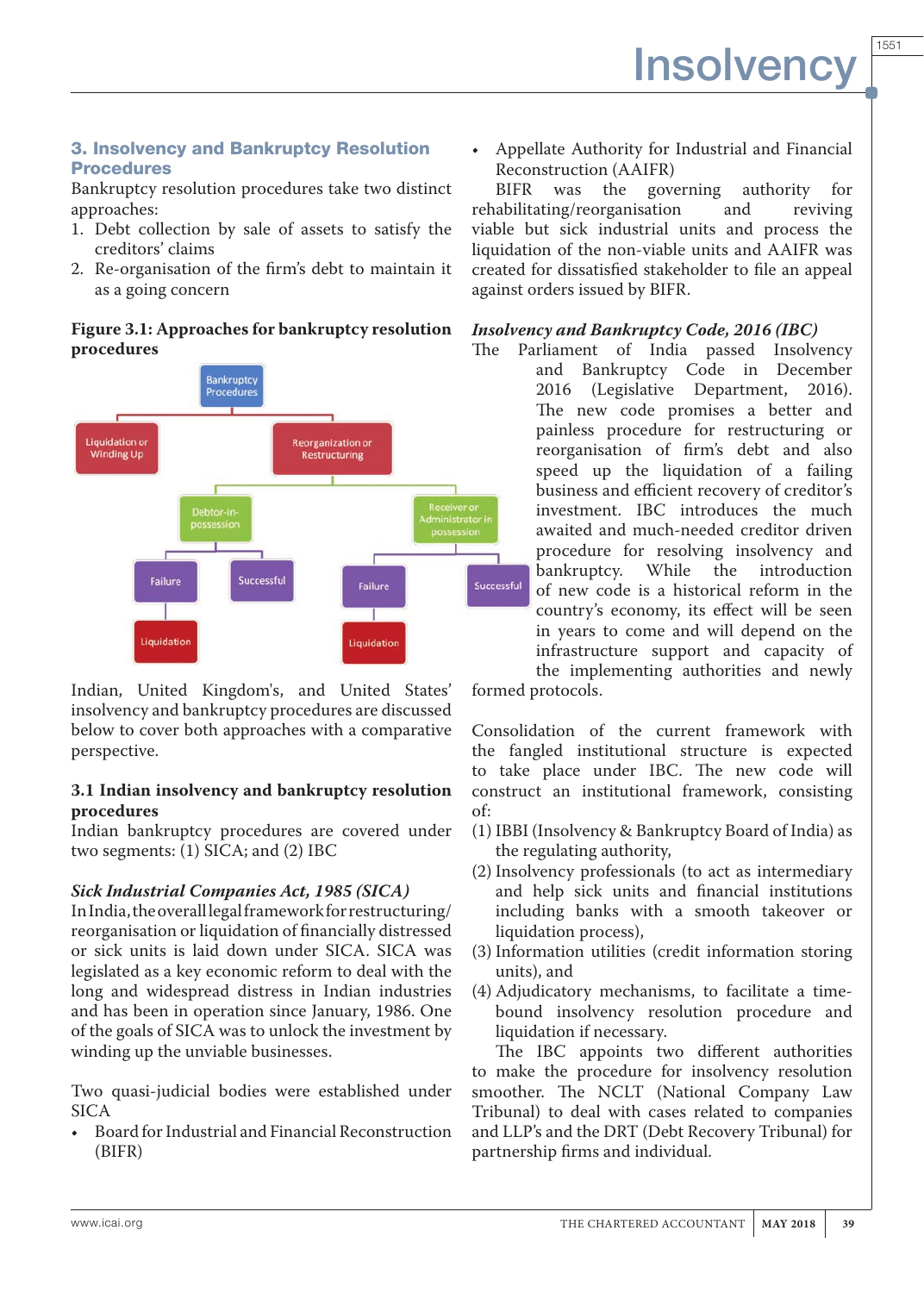### 3. Insolvency and Bankruptcy Resolution Procedures

Bankruptcy resolution procedures take two distinct approaches:

1. Debt collection by sale of assets to satisfy the creditors' claims
2. Re-organisation of the firm's debt to maintain it as a going concern

**Figure 3.1: Approaches for bankruptcy resolution procedures**

Indian, United Kingdom's, and United States' insolvency and bankruptcy procedures are discussed below to cover both approaches with a comparative perspective.

**3.1 Indian insolvency and bankruptcy resolution procedures**

Indian bankruptcy procedures are covered under two segments: (1) SICA; and (2) IBC

***Sick Industrial Companies Act, 1985 (SICA)***

In India, the overall legal framework for restructuring/reorganisation or liquidation of financially distressed or sick units is laid down under SICA. SICA was legislated as a key economic reform to deal with the long and widespread distress in Indian industries and has been in operation since January, 1986. One of the goals of SICA was to unlock the investment by winding up the unviable businesses.

Two quasi-judicial bodies were established under SICA

- Board for Industrial and Financial Reconstruction (BIFR)
- Appellate Authority for Industrial and Financial Reconstruction (AAIFR)

BIFR was the governing authority for rehabilitating/reorganisation and reviving viable but sick industrial units and process the liquidation of the non-viable units and AAIFR was created for dissatisfied stakeholder to file an appeal against orders issued by BIFR.

***Insolvency and Bankruptcy Code, 2016 (IBC)***

The Parliament of India passed Insolvency and Bankruptcy Code in December 2016 (Legislative Department, 2016). The new code promises a better and painless procedure for restructuring or reorganisation of firm's debt and also speed up the liquidation of a failing business and efficient recovery of creditor's investment. IBC introduces the much awaited and much-needed creditor driven procedure for resolving insolvency and bankruptcy. While the introduction of new code is a historical reform in the country's economy, its effect will be seen in years to come and will depend on the infrastructure support and capacity of the implementing authorities and newly formed protocols.

Consolidation of the current framework with the fangled institutional structure is expected to take place under IBC. The new code will construct an institutional framework, consisting of:

(1) IBBI (Insolvency & Bankruptcy Board of India) as the regulating authority,

(2) Insolvency professionals (to act as intermediary and help sick units and financial institutions including banks with a smooth takeover or liquidation process),

(3) Information utilities (credit information storing units), and

(4) Adjudicatory mechanisms, to facilitate a time-bound insolvency resolution procedure and liquidation if necessary.

The IBC appoints two different authorities to make the procedure for insolvency resolution smoother. The NCLT (National Company Law Tribunal) to deal with cases related to companies and LLP's and the DRT (Debt Recovery Tribunal) for partnership firms and individual.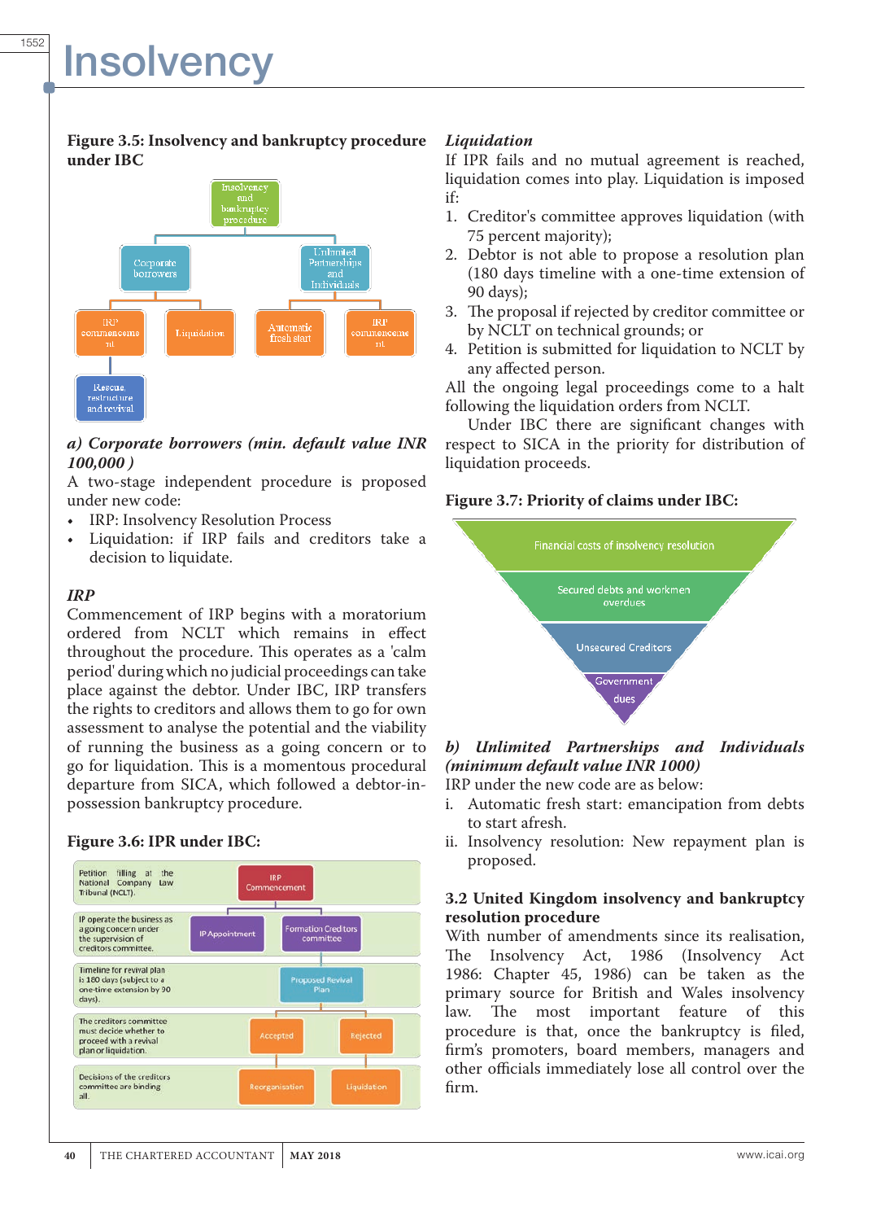# Insolvency

**Figure 3.5: Insolvency and bankruptcy procedure under IBC**

Insolvency and bankruptcy procedure
- Corporate borrowers
  - IRP commencement
    - Rescue, restructure and revival
  - Liquidation
- Unlimited Partnerships and Individuals
  - Automatic fresh start
  - IRP commencement

***a) Corporate borrowers (min. default value INR 100,000 )***

A two-stage independent procedure is proposed under new code:

- IRP: Insolvency Resolution Process
- Liquidation: if IRP fails and creditors take a decision to liquidate.

***IRP***

Commencement of IRP begins with a moratorium ordered from NCLT which remains in effect throughout the procedure. This operates as a 'calm period' during which no judicial proceedings can take place against the debtor. Under IBC, IRP transfers the rights to creditors and allows them to go for own assessment to analyse the potential and the viability of running the business as a going concern or to go for liquidation. This is a momentous procedural departure from SICA, which followed a debtor-in-possession bankruptcy procedure.

**Figure 3.6: IPR under IBC:**

| Stage | Process |
|---|---|
| Petition filling at the National Company Law Tribunal (NCLT). | IRP Commencement |
| IP operate the business as a going concern under the supervision of creditors committee. | IP Appointment → Formation Creditors committee |
| Timeline for revival plan is 180 days (subject to a one-time extension by 90 days). | Proposed Revival Plan |
| The creditors committee must decide whether to proceed with a revival plan or liquidation. | Accepted / Rejected |
| Decisions of the creditors committee are binding all. | Reorganisation / Liquidation |

***Liquidation***

If IPR fails and no mutual agreement is reached, liquidation comes into play. Liquidation is imposed if:

1. Creditor's committee approves liquidation (with 75 percent majority);
2. Debtor is not able to propose a resolution plan (180 days timeline with a one-time extension of 90 days);
3. The proposal if rejected by creditor committee or by NCLT on technical grounds; or
4. Petition is submitted for liquidation to NCLT by any affected person.

All the ongoing legal proceedings come to a halt following the liquidation orders from NCLT.

Under IBC there are significant changes with respect to SICA in the priority for distribution of liquidation proceeds.

**Figure 3.7: Priority of claims under IBC:**

1. Financial costs of insolvency resolution
2. Secured debts and workmen overdues
3. Unsecured Creditors
4. Government dues

***b) Unlimited Partnerships and Individuals (minimum default value INR 1000)***

IRP under the new code are as below:

i. Automatic fresh start: emancipation from debts to start afresh.
ii. Insolvency resolution: New repayment plan is proposed.

## 3.2 United Kingdom insolvency and bankruptcy resolution procedure

With number of amendments since its realisation, The Insolvency Act, 1986 (Insolvency Act 1986: Chapter 45, 1986) can be taken as the primary source for British and Wales insolvency law. The most important feature of this procedure is that, once the bankruptcy is filed, firm's promoters, board members, managers and other officials immediately lose all control over the firm.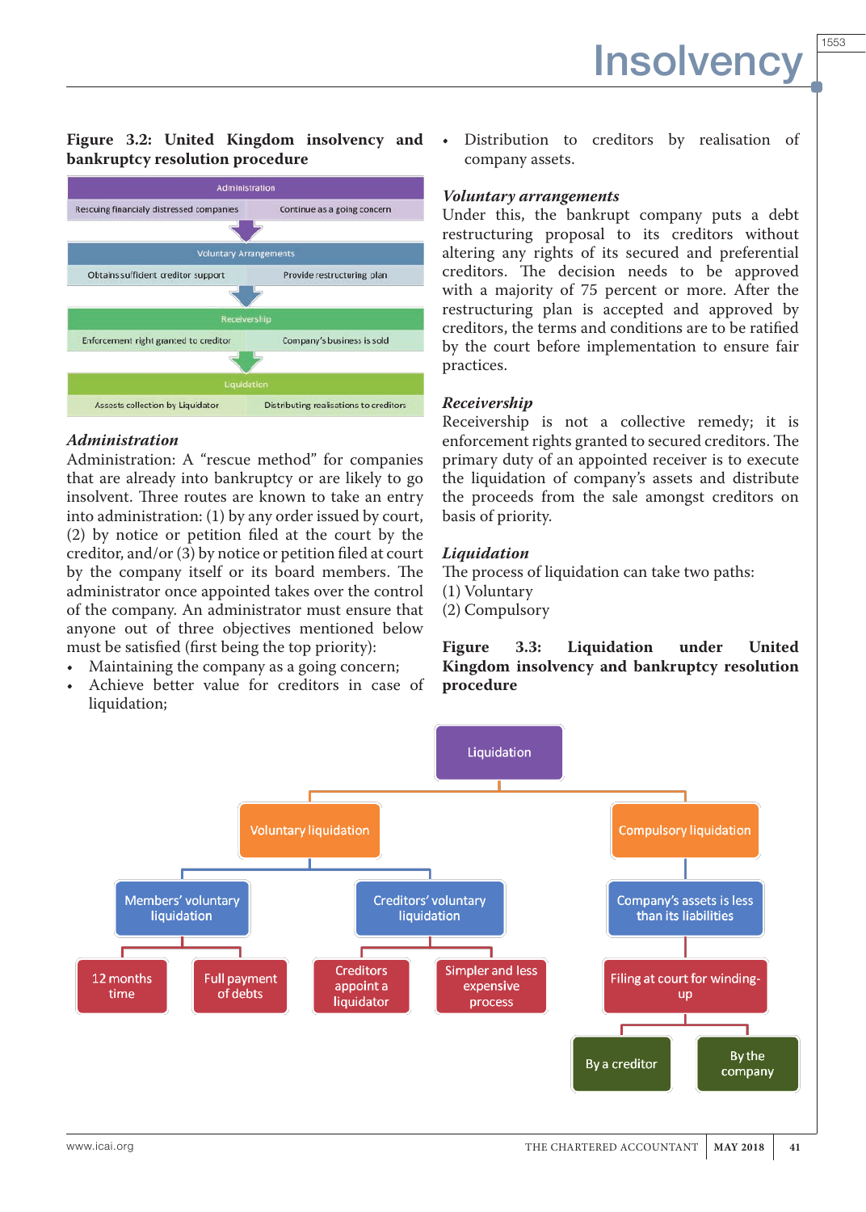**Figure 3.2: United Kingdom insolvency and bankruptcy resolution procedure**

| Administration | |
|---|---|
| Rescuing financialy distressed companies | Continue as a going concern |
| **Voluntary Arrangements** | |
| Obtains sufficient creditor support | Provide restructuring plan |
| **Receivership** | |
| Enforcement right granted to creditor | Company's business is sold |
| **Liquidation** | |
| Assests collection by Liquidator | Distributing realisations to creditors |

### *Administration*

Administration: A "rescue method" for companies that are already into bankruptcy or are likely to go insolvent. Three routes are known to take an entry into administration: (1) by any order issued by court, (2) by notice or petition filed at the court by the creditor, and/or (3) by notice or petition filed at court by the company itself or its board members. The administrator once appointed takes over the control of the company. An administrator must ensure that anyone out of three objectives mentioned below must be satisfied (first being the top priority):

- Maintaining the company as a going concern;
- Achieve better value for creditors in case of liquidation;
- Distribution to creditors by realisation of company assets.

### *Voluntary arrangements*

Under this, the bankrupt company puts a debt restructuring proposal to its creditors without altering any rights of its secured and preferential creditors. The decision needs to be approved with a majority of 75 percent or more. After the restructuring plan is accepted and approved by creditors, the terms and conditions are to be ratified by the court before implementation to ensure fair practices.

### *Receivership*

Receivership is not a collective remedy; it is enforcement rights granted to secured creditors. The primary duty of an appointed receiver is to execute the liquidation of company's assets and distribute the proceeds from the sale amongst creditors on basis of priority.

### *Liquidation*

The process of liquidation can take two paths:
(1) Voluntary
(2) Compulsory

**Figure 3.3: Liquidation under United Kingdom insolvency and bankruptcy resolution procedure**

- Liquidation
  - Voluntary liquidation
    - Members' voluntary liquidation
      - 12 months time
      - Full payment of debts
    - Creditors' voluntary liquidation
      - Creditors appoint a liquidator
      - Simpler and less expensive process
  - Compulsory liquidation
    - Company's assets is less than its liabilities
      - Filing at court for winding-up
        - By a creditor
        - By the company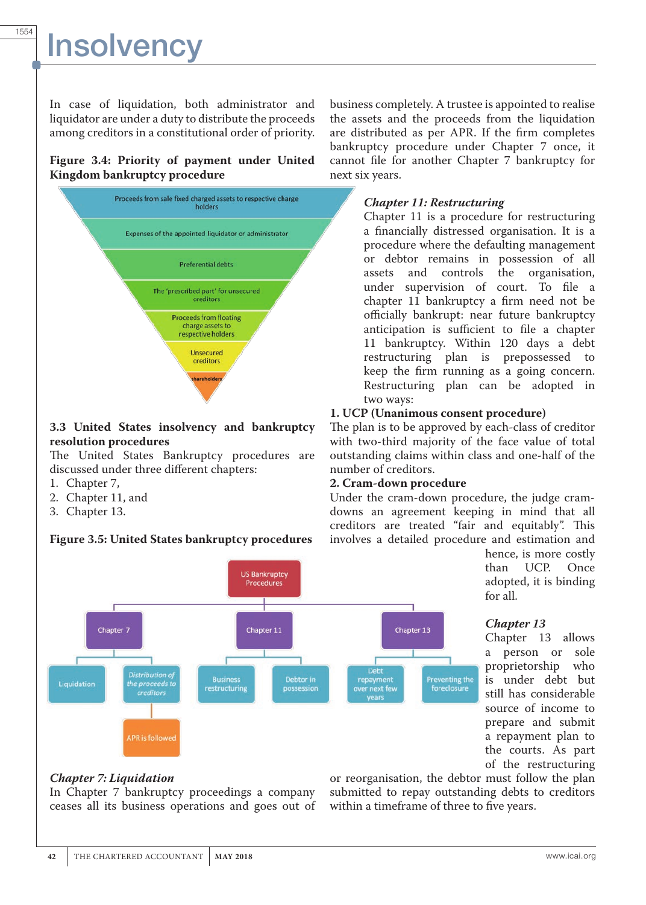# Insolvency

In case of liquidation, both administrator and liquidator are under a duty to distribute the proceeds among creditors in a constitutional order of priority.

**Figure 3.4: Priority of payment under United Kingdom bankruptcy procedure**

- Proceeds from sale fixed charged assets to respective charge holders
- Expenses of the appointed liquidator or administrator
- Preferential debts
- The 'prescribed part' for unsecured creditors
- Proceeds from floating charge assets to respective holders
- Unsecured creditors
- shareholders

## 3.3 United States insolvency and bankruptcy resolution procedures

The United States Bankruptcy procedures are discussed under three different chapters:

1. Chapter 7,
2. Chapter 11, and
3. Chapter 13.

**Figure 3.5: United States bankruptcy procedures**

- US Bankruptcy Procedures
  - Chapter 7
    - Liquidation
    - *Distribution of the proceeds to creditors*
      - APR is followed
  - Chapter 11
    - Business restructuring
    - Debtor in possession
  - Chapter 13
    - Debt repayment over next few years
    - Preventing the foreclosure

### *Chapter 7: Liquidation*

In Chapter 7 bankruptcy proceedings a company ceases all its business operations and goes out of business completely. A trustee is appointed to realise the assets and the proceeds from the liquidation are distributed as per APR. If the firm completes bankruptcy procedure under Chapter 7 once, it cannot file for another Chapter 7 bankruptcy for next six years.

### *Chapter 11: Restructuring*

Chapter 11 is a procedure for restructuring a financially distressed organisation. It is a procedure where the defaulting management or debtor remains in possession of all assets and controls the organisation, under supervision of court. To file a chapter 11 bankruptcy a firm need not be officially bankrupt: near future bankruptcy anticipation is sufficient to file a chapter 11 bankruptcy. Within 120 days a debt restructuring plan is prepossessed to keep the firm running as a going concern. Restructuring plan can be adopted in two ways:

**1. UCP (Unanimous consent procedure)**

The plan is to be approved by each-class of creditor with two-third majority of the face value of total outstanding claims within class and one-half of the number of creditors.

**2. Cram-down procedure**

Under the cram-down procedure, the judge cram-downs an agreement keeping in mind that all creditors are treated "fair and equitably". This involves a detailed procedure and estimation and hence, is more costly than UCP. Once adopted, it is binding for all.

### *Chapter 13*

Chapter 13 allows a person or sole proprietorship who is under debt but still has considerable source of income to prepare and submit a repayment plan to the courts. As part of the restructuring or reorganisation, the debtor must follow the plan submitted to repay outstanding debts to creditors within a timeframe of three to five years.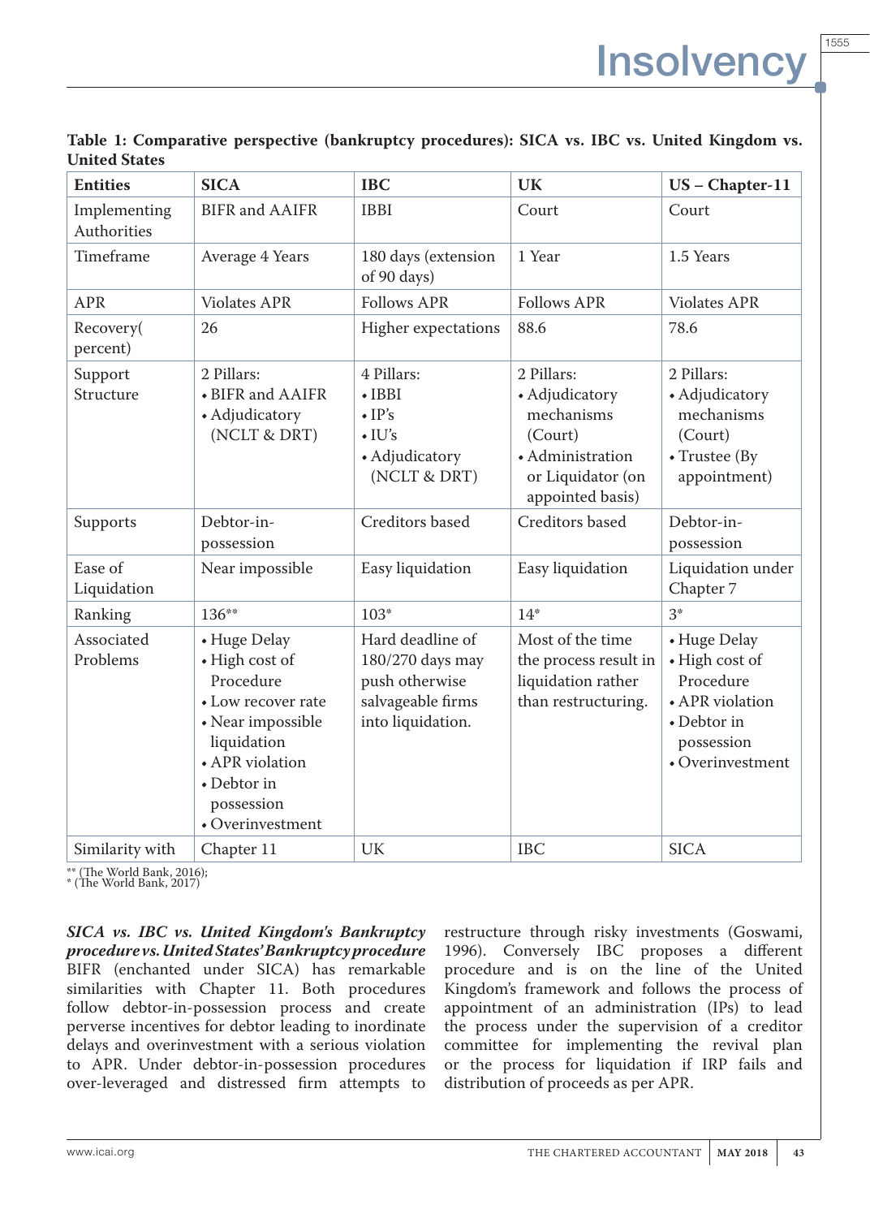**Table 1: Comparative perspective (bankruptcy procedures): SICA vs. IBC vs. United Kingdom vs. United States**

| Entities | SICA | IBC | UK | US – Chapter-11 |
|---|---|---|---|---|
| Implementing Authorities | BIFR and AAIFR | IBBI | Court | Court |
| Timeframe | Average 4 Years | 180 days (extension of 90 days) | 1 Year | 1.5 Years |
| APR | Violates APR | Follows APR | Follows APR | Violates APR |
| Recovery( percent) | 26 | Higher expectations | 88.6 | 78.6 |
| Support Structure | 2 Pillars: • BIFR and AAIFR • Adjudicatory (NCLT & DRT) | 4 Pillars: • IBBI • IP's • IU's • Adjudicatory (NCLT & DRT) | 2 Pillars: • Adjudicatory mechanisms (Court) • Administration or Liquidator (on appointed basis) | 2 Pillars: • Adjudicatory mechanisms (Court) • Trustee (By appointment) |
| Supports | Debtor-in-possession | Creditors based | Creditors based | Debtor-in-possession |
| Ease of Liquidation | Near impossible | Easy liquidation | Easy liquidation | Liquidation under Chapter 7 |
| Ranking | 136** | 103* | 14* | 3* |
| Associated Problems | • Huge Delay • High cost of Procedure • Low recover rate • Near impossible liquidation • APR violation • Debtor in possession • Overinvestment | Hard deadline of 180/270 days may push otherwise salvageable firms into liquidation. | Most of the time the process result in liquidation rather than restructuring. | • Huge Delay • High cost of Procedure • APR violation • Debtor in possession • Overinvestment |
| Similarity with | Chapter 11 | UK | IBC | SICA |

** (The World Bank, 2016);
* (The World Bank, 2017)

***SICA vs. IBC vs. United Kingdom's Bankruptcy procedure vs. United States' Bankruptcy procedure***
BIFR (enchanted under SICA) has remarkable similarities with Chapter 11. Both procedures follow debtor-in-possession process and create perverse incentives for debtor leading to huge delays and overinvestment with a serious violation to APR. Under debtor-in-possession procedures over-leveraged and distressed firm attempts to restructure through risky investments (Goswami, 1996). Conversely IBC proposes a different procedure and is on the line of the United Kingdom's framework and follows the process of appointment of an administration (IPs) to lead the process under the supervision of a creditor committee for implementing the revival plan or the process for liquidation if IRP fails and distribution of proceeds as per APR.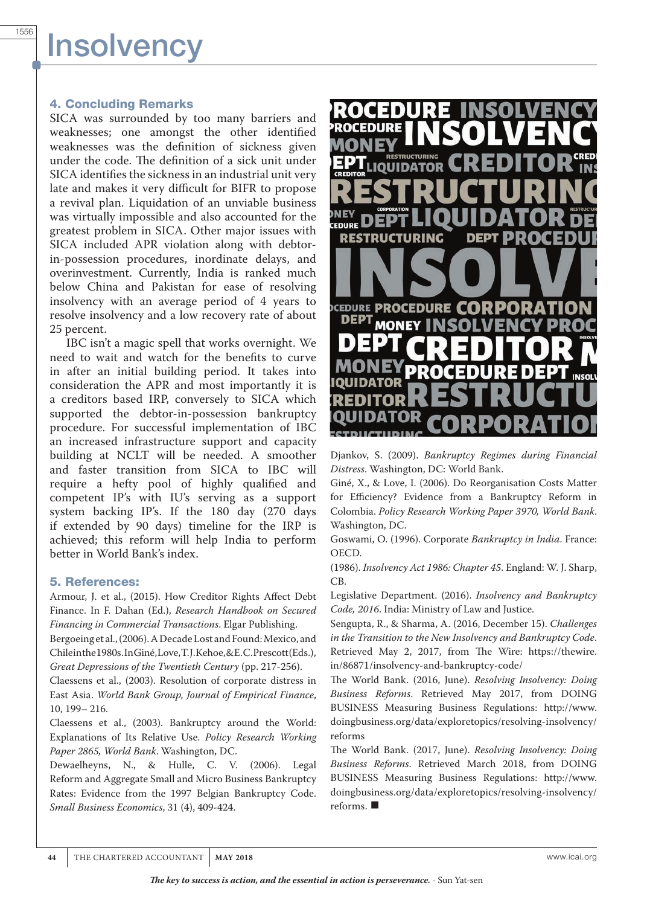## 4. Concluding Remarks

SICA was surrounded by too many barriers and weaknesses; one amongst the other identified weaknesses was the definition of sickness given under the code. The definition of a sick unit under SICA identifies the sickness in an industrial unit very late and makes it very difficult for BIFR to propose a revival plan. Liquidation of an unviable business was virtually impossible and also accounted for the greatest problem in SICA. Other major issues with SICA included APR violation along with debtor-in-possession procedures, inordinate delays, and overinvestment. Currently, India is ranked much below China and Pakistan for ease of resolving insolvency with an average period of 4 years to resolve insolvency and a low recovery rate of about 25 percent.

IBC isn't a magic spell that works overnight. We need to wait and watch for the benefits to curve in after an initial building period. It takes into consideration the APR and most importantly it is a creditors based IRP, conversely to SICA which supported the debtor-in-possession bankruptcy procedure. For successful implementation of IBC an increased infrastructure support and capacity building at NCLT will be needed. A smoother and faster transition from SICA to IBC will require a hefty pool of highly qualified and competent IP's with IU's serving as a support system backing IP's. If the 180 day (270 days if extended by 90 days) timeline for the IRP is achieved; this reform will help India to perform better in World Bank's index.

## 5. References:

Armour, J. et al., (2015). How Creditor Rights Affect Debt Finance. In F. Dahan (Ed.), *Research Handbook on Secured Financing in Commercial Transactions.* Elgar Publishing.

Bergoeing et al., (2006). A Decade Lost and Found: Mexico, and Chile in the 1980s. In Giné, Love, T.J. Kehoe, & E.C. Prescott (Eds.), *Great Depressions of the Twentieth Century* (pp. 217-256).

Claessens et al., (2003). Resolution of corporate distress in East Asia. *World Bank Group, Journal of Empirical Finance*, 10, 199– 216.

Claessens et al., (2003). Bankruptcy around the World: Explanations of Its Relative Use. *Policy Research Working Paper 2865, World Bank.* Washington, DC.

Dewaelheyns, N., & Hulle, C. V. (2006). Legal Reform and Aggregate Small and Micro Business Bankruptcy Rates: Evidence from the 1997 Belgian Bankruptcy Code. *Small Business Economics*, 31 (4), 409-424.

Djankov, S. (2009). *Bankruptcy Regimes during Financial Distress*. Washington, DC: World Bank.

Giné, X., & Love, I. (2006). Do Reorganisation Costs Matter for Efficiency? Evidence from a Bankruptcy Reform in Colombia. *Policy Research Working Paper 3970, World Bank*. Washington, DC.

Goswami, O. (1996). Corporate *Bankruptcy in India*. France: OECD.

(1986). *Insolvency Act 1986: Chapter 45*. England: W. J. Sharp, CB.

Legislative Department. (2016). *Insolvency and Bankruptcy Code, 2016*. India: Ministry of Law and Justice.

Sengupta, R., & Sharma, A. (2016, December 15). *Challenges in the Transition to the New Insolvency and Bankruptcy Code*. Retrieved May 2, 2017, from The Wire: https://thewire.in/86871/insolvency-and-bankruptcy-code/

The World Bank. (2016, June). *Resolving Insolvency: Doing Business Reforms.* Retrieved May 2017, from DOING BUSINESS Measuring Business Regulations: http://www.doingbusiness.org/data/exploretopics/resolving-insolvency/reforms

The World Bank. (2017, June). *Resolving Insolvency: Doing Business Reforms.* Retrieved March 2018, from DOING BUSINESS Measuring Business Regulations: http://www.doingbusiness.org/data/exploretopics/resolving-insolvency/reforms. ■

*The key to success is action, and the essential in action is perseverance.* - Sun Yat-sen